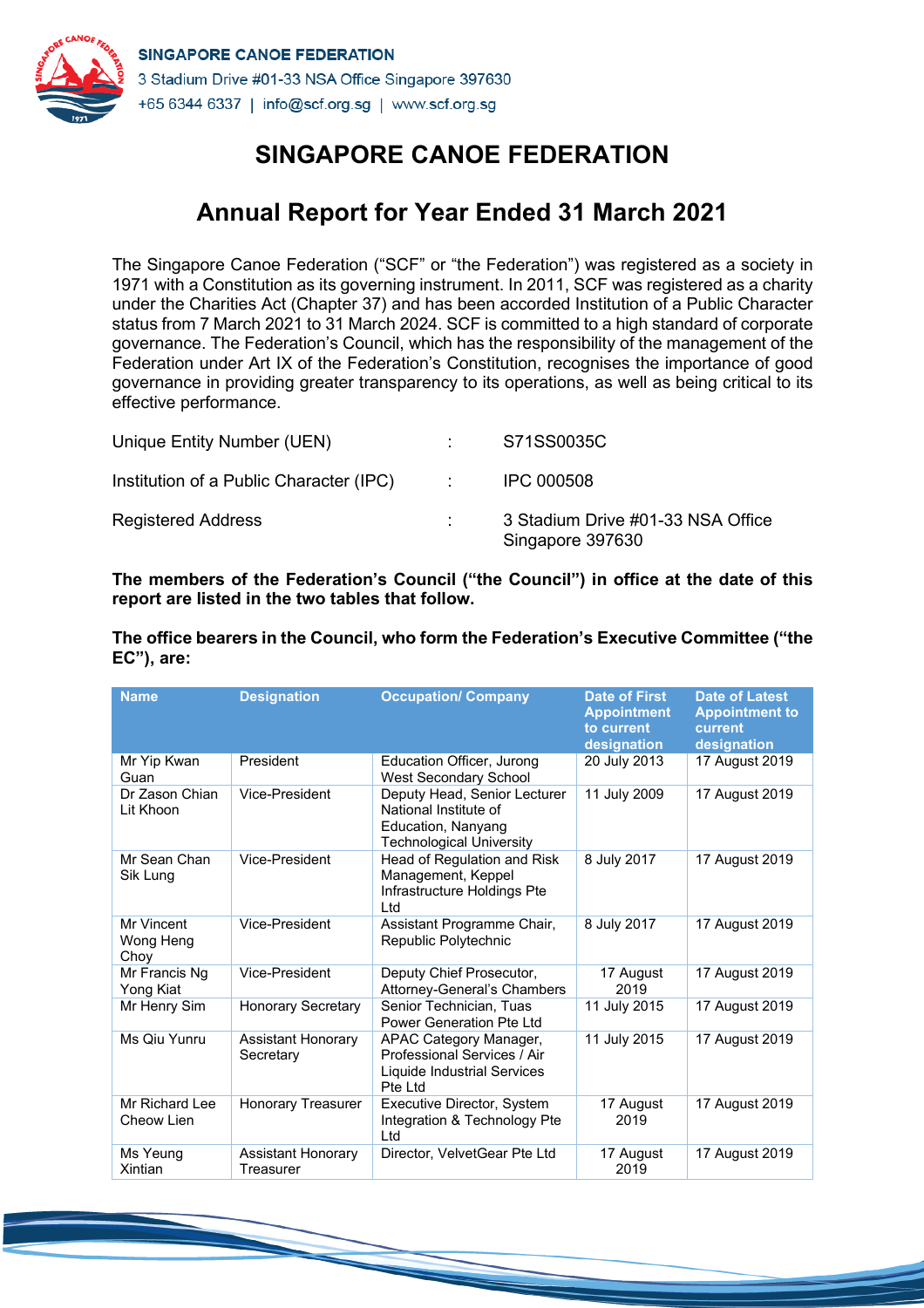SINGAPORE CANOE FEDERATION
3 Stadium Drive #01-33 NSA Office Singapore 397630
+65 6344 6337 | info@scf.org.sg | www.scf.org.sg

# SINGAPORE CANOE FEDERATION

## Annual Report for Year Ended 31 March 2021

The Singapore Canoe Federation ("SCF" or "the Federation") was registered as a society in 1971 with a Constitution as its governing instrument. In 2011, SCF was registered as a charity under the Charities Act (Chapter 37) and has been accorded Institution of a Public Character status from 7 March 2021 to 31 March 2024. SCF is committed to a high standard of corporate governance. The Federation's Council, which has the responsibility of the management of the Federation under Art IX of the Federation's Constitution, recognises the importance of good governance in providing greater transparency to its operations, as well as being critical to its effective performance.

| | | |
|---|---|---|
| Unique Entity Number (UEN) | : | S71SS0035C |
| Institution of a Public Character (IPC) | : | IPC 000508 |
| Registered Address | : | 3 Stadium Drive #01-33 NSA Office Singapore 397630 |

**The members of the Federation's Council ("the Council") in office at the date of this report are listed in the two tables that follow.**

**The office bearers in the Council, who form the Federation's Executive Committee ("the EC"), are:**

| Name | Designation | Occupation/ Company | Date of First Appointment to current designation | Date of Latest Appointment to current designation |
|---|---|---|---|---|
| Mr Yip Kwan Guan | President | Education Officer, Jurong West Secondary School | 20 July 2013 | 17 August 2019 |
| Dr Zason Chian Lit Khoon | Vice-President | Deputy Head, Senior Lecturer National Institute of Education, Nanyang Technological University | 11 July 2009 | 17 August 2019 |
| Mr Sean Chan Sik Lung | Vice-President | Head of Regulation and Risk Management, Keppel Infrastructure Holdings Pte Ltd | 8 July 2017 | 17 August 2019 |
| Mr Vincent Wong Heng Choy | Vice-President | Assistant Programme Chair, Republic Polytechnic | 8 July 2017 | 17 August 2019 |
| Mr Francis Ng Yong Kiat | Vice-President | Deputy Chief Prosecutor, Attorney-General's Chambers | 17 August 2019 | 17 August 2019 |
| Mr Henry Sim | Honorary Secretary | Senior Technician, Tuas Power Generation Pte Ltd | 11 July 2015 | 17 August 2019 |
| Ms Qiu Yunru | Assistant Honorary Secretary | APAC Category Manager, Professional Services / Air Liquide Industrial Services Pte Ltd | 11 July 2015 | 17 August 2019 |
| Mr Richard Lee Cheow Lien | Honorary Treasurer | Executive Director, System Integration & Technology Pte Ltd | 17 August 2019 | 17 August 2019 |
| Ms Yeung Xintian | Assistant Honorary Treasurer | Director, VelvetGear Pte Ltd | 17 August 2019 | 17 August 2019 |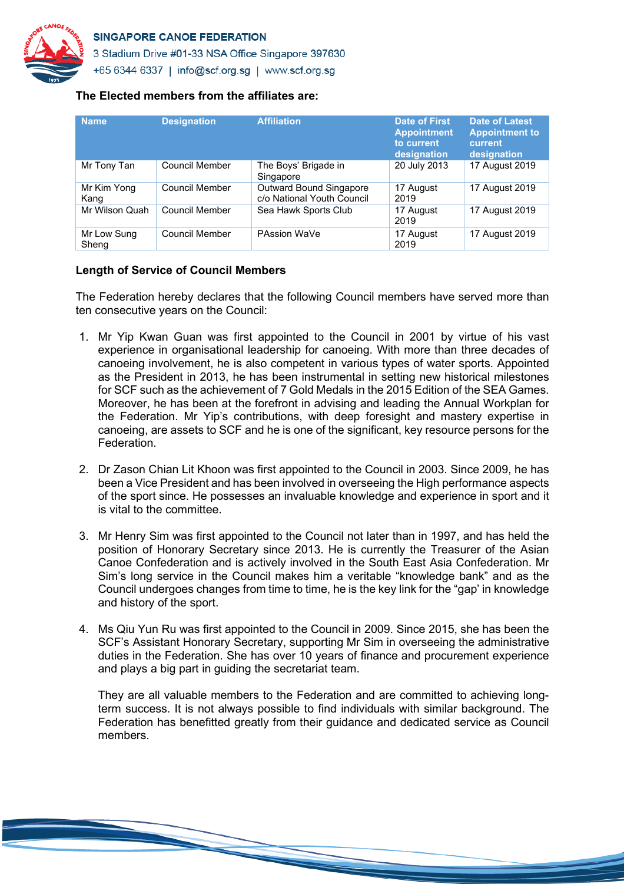**The Elected members from the affiliates are:**

| Name | Designation | Affiliation | Date of First Appointment to current designation | Date of Latest Appointment to current designation |
|---|---|---|---|---|
| Mr Tony Tan | Council Member | The Boys' Brigade in Singapore | 20 July 2013 | 17 August 2019 |
| Mr Kim Yong Kang | Council Member | Outward Bound Singapore c/o National Youth Council | 17 August 2019 | 17 August 2019 |
| Mr Wilson Quah | Council Member | Sea Hawk Sports Club | 17 August 2019 | 17 August 2019 |
| Mr Low Sung Sheng | Council Member | PAssion WaVe | 17 August 2019 | 17 August 2019 |

**Length of Service of Council Members**

The Federation hereby declares that the following Council members have served more than ten consecutive years on the Council:

1. Mr Yip Kwan Guan was first appointed to the Council in 2001 by virtue of his vast experience in organisational leadership for canoeing. With more than three decades of canoeing involvement, he is also competent in various types of water sports. Appointed as the President in 2013, he has been instrumental in setting new historical milestones for SCF such as the achievement of 7 Gold Medals in the 2015 Edition of the SEA Games. Moreover, he has been at the forefront in advising and leading the Annual Workplan for the Federation. Mr Yip's contributions, with deep foresight and mastery expertise in canoeing, are assets to SCF and he is one of the significant, key resource persons for the Federation.

2. Dr Zason Chian Lit Khoon was first appointed to the Council in 2003. Since 2009, he has been a Vice President and has been involved in overseeing the High performance aspects of the sport since. He possesses an invaluable knowledge and experience in sport and it is vital to the committee.

3. Mr Henry Sim was first appointed to the Council not later than in 1997, and has held the position of Honorary Secretary since 2013. He is currently the Treasurer of the Asian Canoe Confederation and is actively involved in the South East Asia Confederation. Mr Sim's long service in the Council makes him a veritable "knowledge bank" and as the Council undergoes changes from time to time, he is the key link for the "gap' in knowledge and history of the sport.

4. Ms Qiu Yun Ru was first appointed to the Council in 2009. Since 2015, she has been the SCF's Assistant Honorary Secretary, supporting Mr Sim in overseeing the administrative duties in the Federation. She has over 10 years of finance and procurement experience and plays a big part in guiding the secretariat team.

   They are all valuable members to the Federation and are committed to achieving long-term success. It is not always possible to find individuals with similar background. The Federation has benefitted greatly from their guidance and dedicated service as Council members.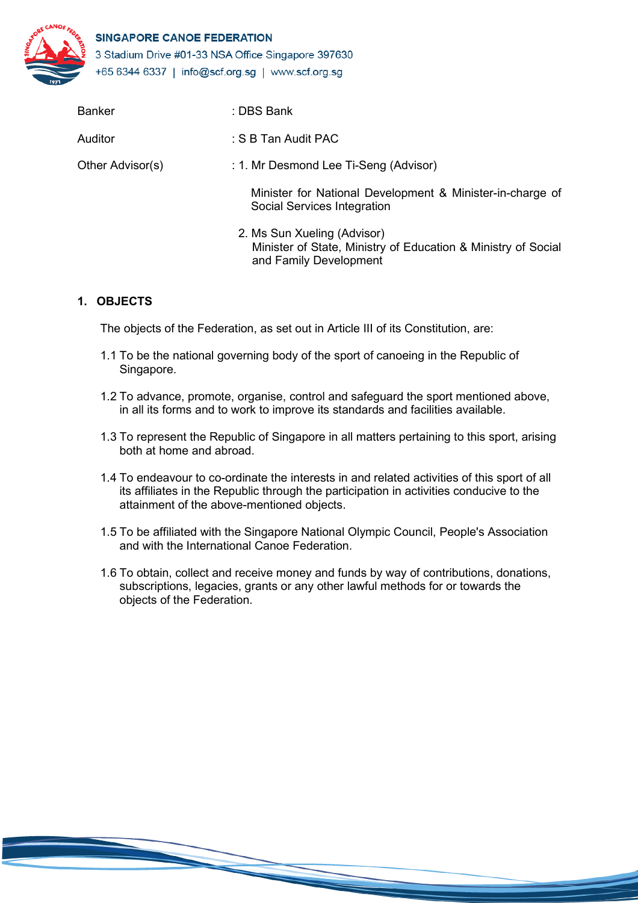| | |
|---|---|
| Banker | : DBS Bank |
| Auditor | : S B Tan Audit PAC |
| Other Advisor(s) | : 1. Mr Desmond Lee Ti-Seng (Advisor)<br>Minister for National Development & Minister-in-charge of Social Services Integration<br><br>2. Ms Sun Xueling (Advisor)<br>Minister of State, Ministry of Education & Ministry of Social and Family Development |

## 1. OBJECTS

The objects of the Federation, as set out in Article III of its Constitution, are:

1.1 To be the national governing body of the sport of canoeing in the Republic of Singapore.

1.2 To advance, promote, organise, control and safeguard the sport mentioned above, in all its forms and to work to improve its standards and facilities available.

1.3 To represent the Republic of Singapore in all matters pertaining to this sport, arising both at home and abroad.

1.4 To endeavour to co-ordinate the interests in and related activities of this sport of all its affiliates in the Republic through the participation in activities conducive to the attainment of the above-mentioned objects.

1.5 To be affiliated with the Singapore National Olympic Council, People's Association and with the International Canoe Federation.

1.6 To obtain, collect and receive money and funds by way of contributions, donations, subscriptions, legacies, grants or any other lawful methods for or towards the objects of the Federation.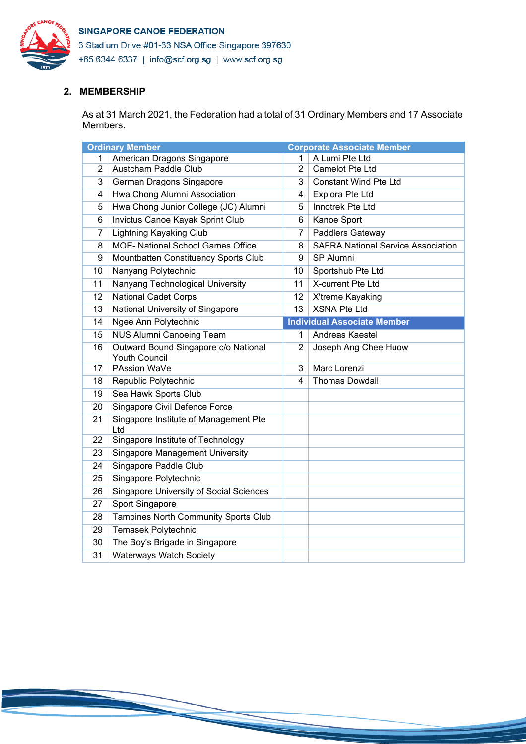## 2. MEMBERSHIP

As at 31 March 2021, the Federation had a total of 31 Ordinary Members and 17 Associate Members.

| Ordinary Member | | Corporate Associate Member | |
|---|---|---|---|
| 1 | American Dragons Singapore | 1 | A Lumi Pte Ltd |
| 2 | Austcham Paddle Club | 2 | Camelot Pte Ltd |
| 3 | German Dragons Singapore | 3 | Constant Wind Pte Ltd |
| 4 | Hwa Chong Alumni Association | 4 | Explora Pte Ltd |
| 5 | Hwa Chong Junior College (JC) Alumni | 5 | Innotrek Pte Ltd |
| 6 | Invictus Canoe Kayak Sprint Club | 6 | Kanoe Sport |
| 7 | Lightning Kayaking Club | 7 | Paddlers Gateway |
| 8 | MOE- National School Games Office | 8 | SAFRA National Service Association |
| 9 | Mountbatten Constituency Sports Club | 9 | SP Alumni |
| 10 | Nanyang Polytechnic | 10 | Sportshub Pte Ltd |
| 11 | Nanyang Technological University | 11 | X-current Pte Ltd |
| 12 | National Cadet Corps | 12 | X'treme Kayaking |
| 13 | National University of Singapore | 13 | XSNA Pte Ltd |
| 14 | Ngee Ann Polytechnic | **Individual Associate Member** | |
| 15 | NUS Alumni Canoeing Team | 1 | Andreas Kaestel |
| 16 | Outward Bound Singapore c/o National Youth Council | 2 | Joseph Ang Chee Huow |
| 17 | PAssion WaVe | 3 | Marc Lorenzi |
| 18 | Republic Polytechnic | 4 | Thomas Dowdall |
| 19 | Sea Hawk Sports Club | | |
| 20 | Singapore Civil Defence Force | | |
| 21 | Singapore Institute of Management Pte Ltd | | |
| 22 | Singapore Institute of Technology | | |
| 23 | Singapore Management University | | |
| 24 | Singapore Paddle Club | | |
| 25 | Singapore Polytechnic | | |
| 26 | Singapore University of Social Sciences | | |
| 27 | Sport Singapore | | |
| 28 | Tampines North Community Sports Club | | |
| 29 | Temasek Polytechnic | | |
| 30 | The Boy's Brigade in Singapore | | |
| 31 | Waterways Watch Society | | |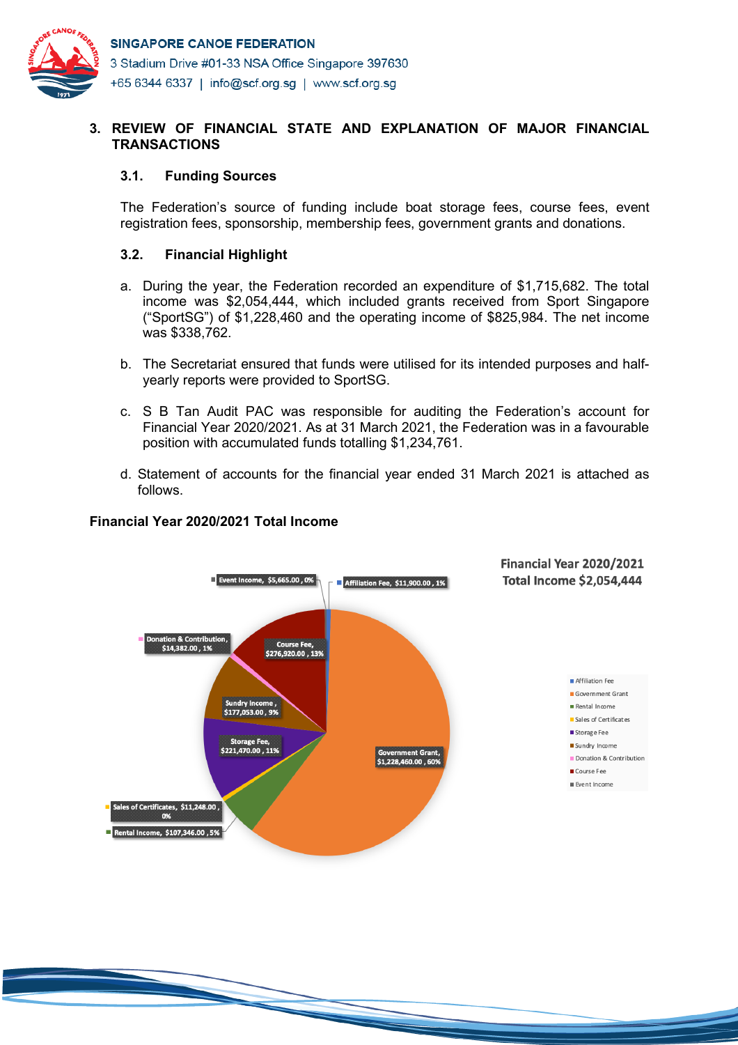## 3. REVIEW OF FINANCIAL STATE AND EXPLANATION OF MAJOR FINANCIAL TRANSACTIONS

### 3.1. Funding Sources

The Federation's source of funding include boat storage fees, course fees, event registration fees, sponsorship, membership fees, government grants and donations.

### 3.2. Financial Highlight

a. During the year, the Federation recorded an expenditure of $1,715,682. The total income was $2,054,444, which included grants received from Sport Singapore ("SportSG") of $1,228,460 and the operating income of $825,984. The net income was $338,762.

b. The Secretariat ensured that funds were utilised for its intended purposes and half-yearly reports were provided to SportSG.

c. S B Tan Audit PAC was responsible for auditing the Federation's account for Financial Year 2020/2021. As at 31 March 2021, the Federation was in a favourable position with accumulated funds totalling $1,234,761.

d. Statement of accounts for the financial year ended 31 March 2021 is attached as follows.

**Financial Year 2020/2021 Total Income**

**Financial Year 2020/2021 Total Income $2,054,444**

| Category | Amount | % |
|---|---|---|
| Affiliation Fee | $11,900.00 | 1% |
| Government Grant | $1,228,460.00 | 60% |
| Rental Income | $107,346.00 | 5% |
| Sales of Certificates | $11,248.00 | 0% |
| Storage Fee | $221,470.00 | 11% |
| Sundry Income | $177,053.00 | 9% |
| Donation & Contribution | $14,382.00 | 1% |
| Course Fee | $276,920.00 | 13% |
| Event Income | $5,665.00 | 0% |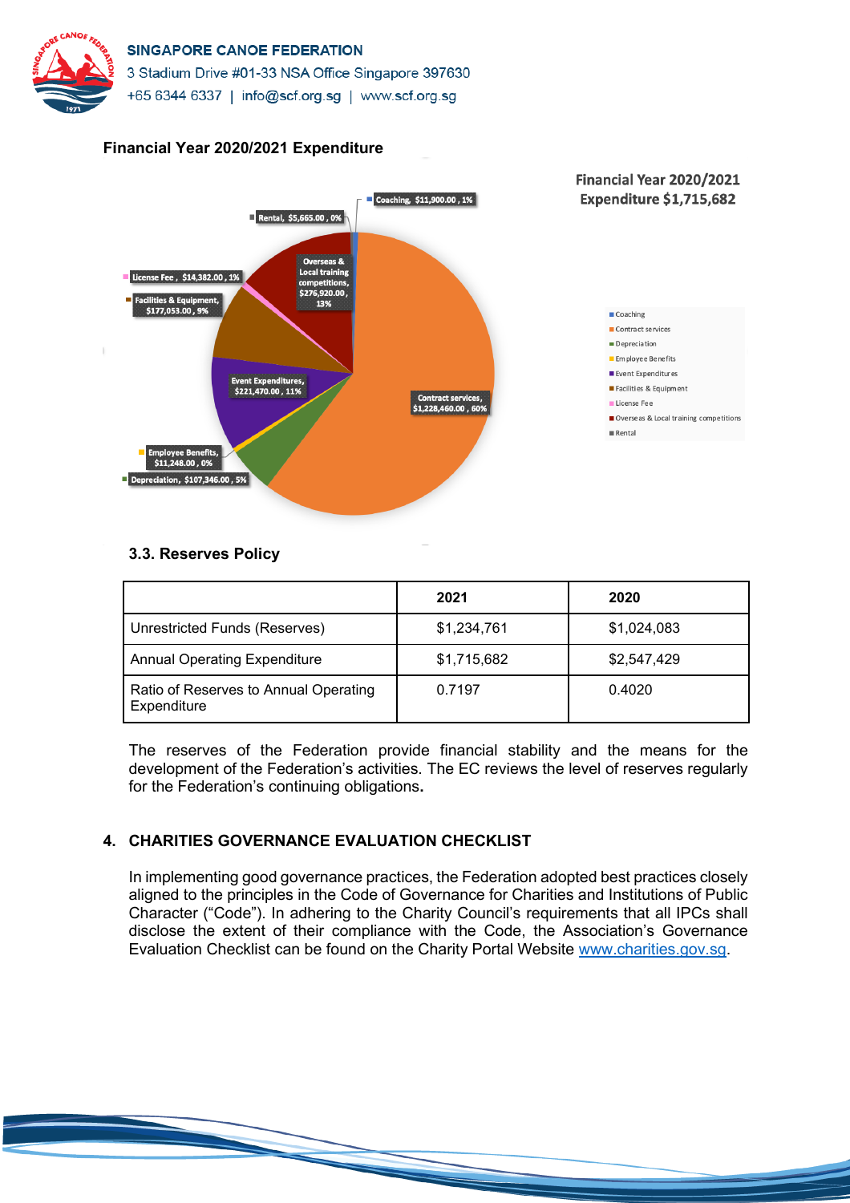**Financial Year 2020/2021 Expenditure**

Financial Year 2020/2021 Expenditure $1,715,682

- Coaching, $11,900.00 , 1%
- Contract services, $1,228,460.00 , 60%
- Depreciation, $107,346.00 , 5%
- Employee Benefits, $11,248.00 , 0%
- Event Expenditures, $221,470.00 , 11%
- Facilities & Equipment, $177,053.00 , 9%
- License Fee , $14,382.00 , 1%
- Overseas & Local training competitions, $276,920.00 , 13%
- Rental, $5,665.00 , 0%

### 3.3. Reserves Policy

| | 2021 | 2020 |
|---|---|---|
| Unrestricted Funds (Reserves) | $1,234,761 | $1,024,083 |
| Annual Operating Expenditure | $1,715,682 | $2,547,429 |
| Ratio of Reserves to Annual Operating Expenditure | 0.7197 | 0.4020 |

The reserves of the Federation provide financial stability and the means for the development of the Federation's activities. The EC reviews the level of reserves regularly for the Federation's continuing obligations.

## 4. CHARITIES GOVERNANCE EVALUATION CHECKLIST

In implementing good governance practices, the Federation adopted best practices closely aligned to the principles in the Code of Governance for Charities and Institutions of Public Character ("Code"). In adhering to the Charity Council's requirements that all IPCs shall disclose the extent of their compliance with the Code, the Association's Governance Evaluation Checklist can be found on the Charity Portal Website www.charities.gov.sg.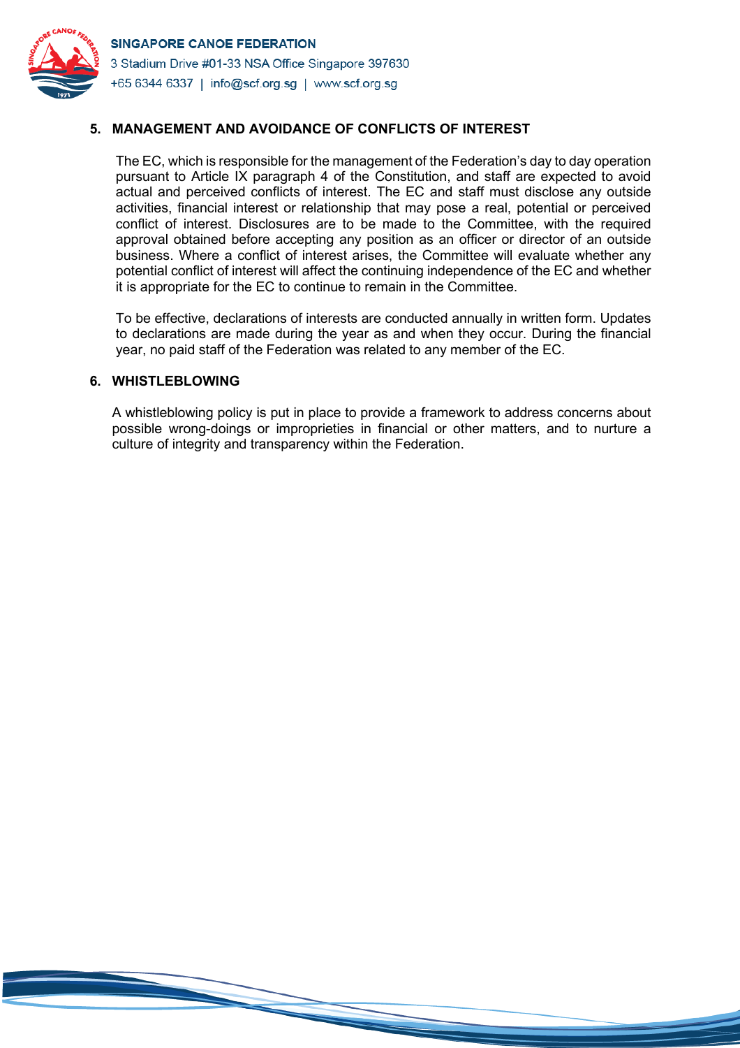## 5. MANAGEMENT AND AVOIDANCE OF CONFLICTS OF INTEREST

The EC, which is responsible for the management of the Federation's day to day operation pursuant to Article IX paragraph 4 of the Constitution, and staff are expected to avoid actual and perceived conflicts of interest. The EC and staff must disclose any outside activities, financial interest or relationship that may pose a real, potential or perceived conflict of interest. Disclosures are to be made to the Committee, with the required approval obtained before accepting any position as an officer or director of an outside business. Where a conflict of interest arises, the Committee will evaluate whether any potential conflict of interest will affect the continuing independence of the EC and whether it is appropriate for the EC to continue to remain in the Committee.

To be effective, declarations of interests are conducted annually in written form. Updates to declarations are made during the year as and when they occur. During the financial year, no paid staff of the Federation was related to any member of the EC.

## 6. WHISTLEBLOWING

A whistleblowing policy is put in place to provide a framework to address concerns about possible wrong-doings or improprieties in financial or other matters, and to nurture a culture of integrity and transparency within the Federation.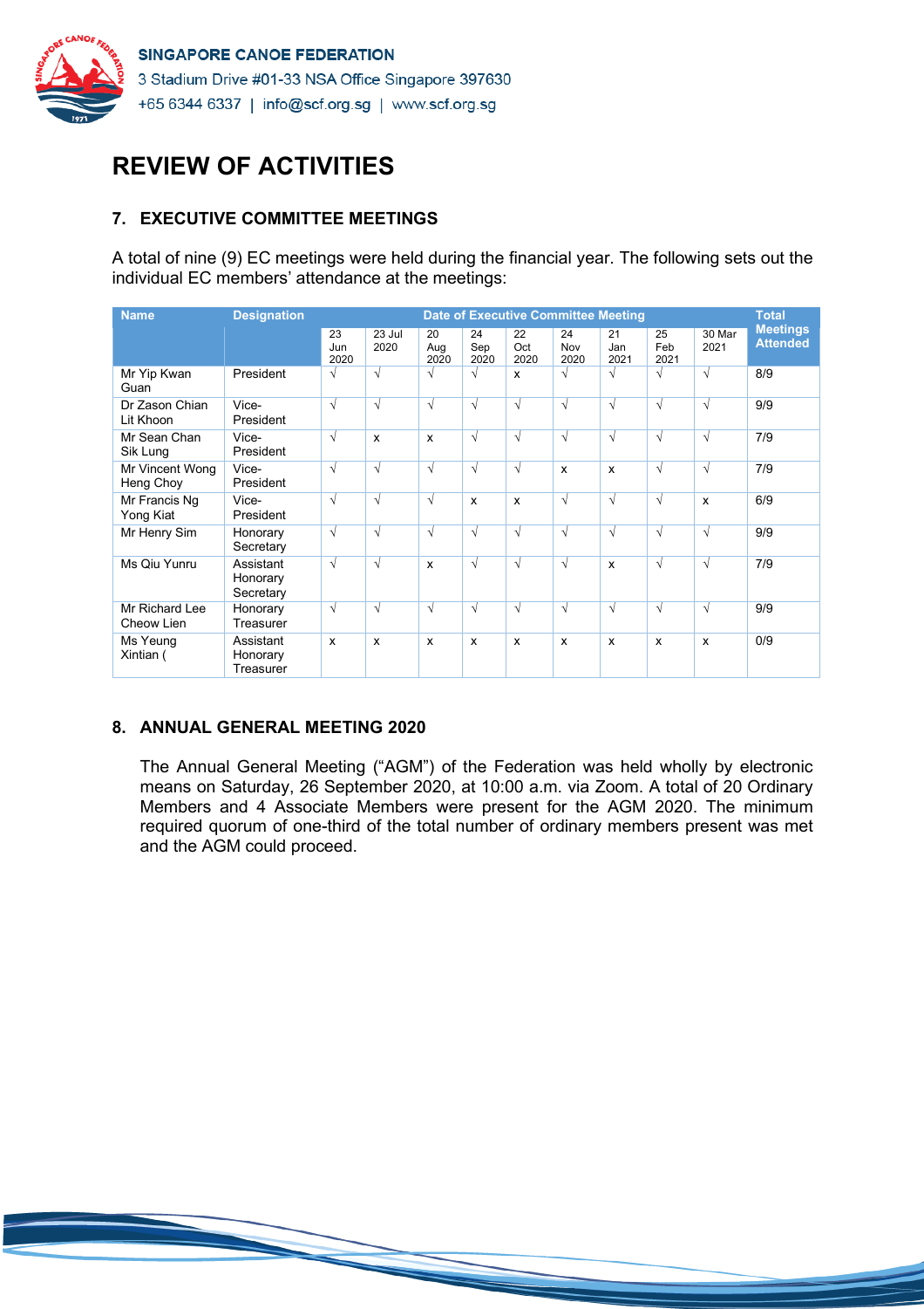# REVIEW OF ACTIVITIES

## 7. EXECUTIVE COMMITTEE MEETINGS

A total of nine (9) EC meetings were held during the financial year. The following sets out the individual EC members' attendance at the meetings:

| Name | Designation | Date of Executive Committee Meeting | | | | | | | | | Total Meetings Attended |
|---|---|---|---|---|---|---|---|---|---|---|---|
| | | 23 Jun 2020 | 23 Jul 2020 | 20 Aug 2020 | 24 Sep 2020 | 22 Oct 2020 | 24 Nov 2020 | 21 Jan 2021 | 25 Feb 2021 | 30 Mar 2021 | |
| Mr Yip Kwan Guan | President | √ | √ | √ | √ | x | √ | √ | √ | √ | 8/9 |
| Dr Zason Chian Lit Khoon | Vice-President | √ | √ | √ | √ | √ | √ | √ | √ | √ | 9/9 |
| Mr Sean Chan Sik Lung | Vice-President | √ | x | x | √ | √ | √ | √ | √ | √ | 7/9 |
| Mr Vincent Wong Heng Choy | Vice-President | √ | √ | √ | √ | √ | x | x | √ | √ | 7/9 |
| Mr Francis Ng Yong Kiat | Vice-President | √ | √ | √ | x | x | √ | √ | √ | x | 6/9 |
| Mr Henry Sim | Honorary Secretary | √ | √ | √ | √ | √ | √ | √ | √ | √ | 9/9 |
| Ms Qiu Yunru | Assistant Honorary Secretary | √ | √ | x | √ | √ | √ | x | √ | √ | 7/9 |
| Mr Richard Lee Cheow Lien | Honorary Treasurer | √ | √ | √ | √ | √ | √ | √ | √ | √ | 9/9 |
| Ms Yeung Xintian ( | Assistant Honorary Treasurer | x | x | x | x | x | x | x | x | x | 0/9 |

## 8. ANNUAL GENERAL MEETING 2020

The Annual General Meeting ("AGM") of the Federation was held wholly by electronic means on Saturday, 26 September 2020, at 10:00 a.m. via Zoom. A total of 20 Ordinary Members and 4 Associate Members were present for the AGM 2020. The minimum required quorum of one-third of the total number of ordinary members present was met and the AGM could proceed.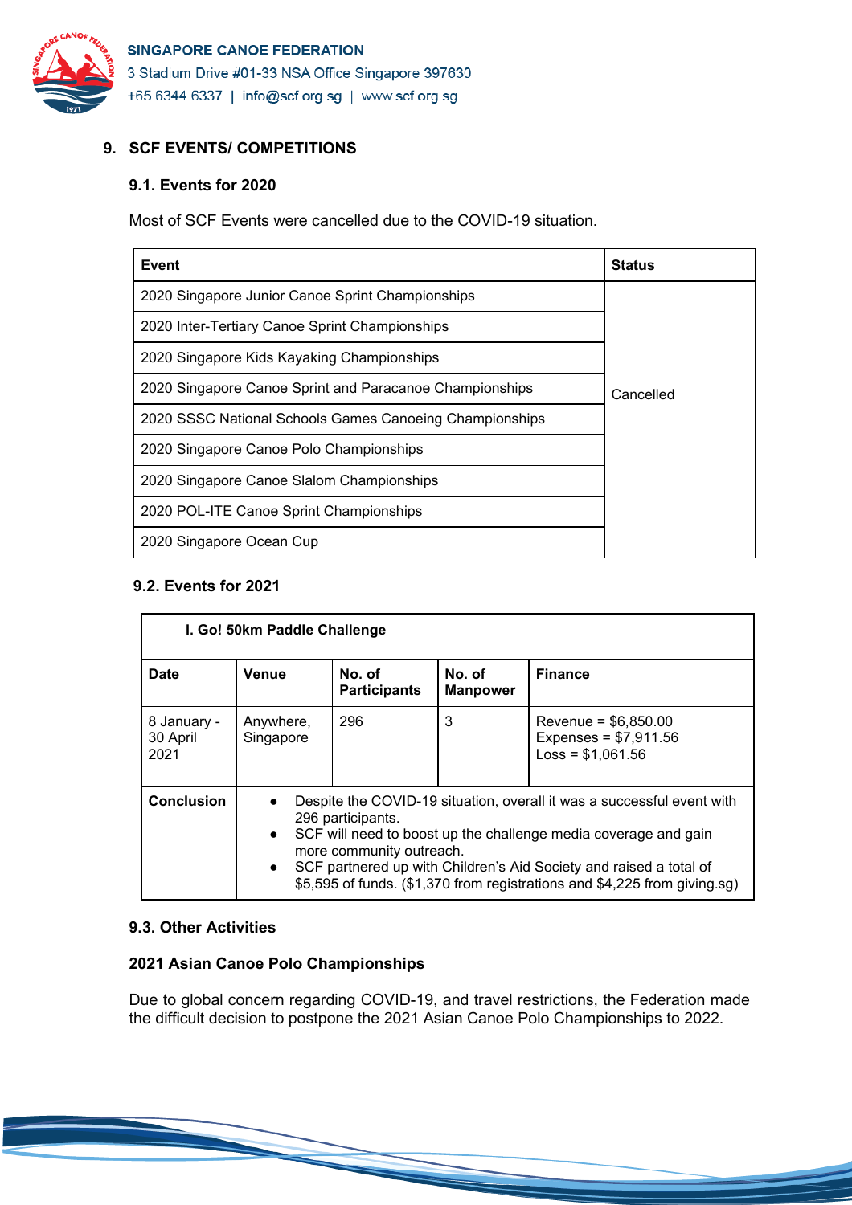## 9. SCF EVENTS/ COMPETITIONS

### 9.1. Events for 2020

Most of SCF Events were cancelled due to the COVID-19 situation.

| Event | Status |
|---|---|
| 2020 Singapore Junior Canoe Sprint Championships | Cancelled |
| 2020 Inter-Tertiary Canoe Sprint Championships | |
| 2020 Singapore Kids Kayaking Championships | |
| 2020 Singapore Canoe Sprint and Paracanoe Championships | |
| 2020 SSSC National Schools Games Canoeing Championships | |
| 2020 Singapore Canoe Polo Championships | |
| 2020 Singapore Canoe Slalom Championships | |
| 2020 POL-ITE Canoe Sprint Championships | |
| 2020 Singapore Ocean Cup | |

### 9.2. Events for 2021

| I. Go! 50km Paddle Challenge | | | | |
|---|---|---|---|---|
| **Date** | **Venue** | **No. of Participants** | **No. of Manpower** | **Finance** |
| 8 January - 30 April 2021 | Anywhere, Singapore | 296 | 3 | Revenue = $6,850.00<br>Expenses = $7,911.56<br>Loss = $1,061.56 |
| **Conclusion** | • Despite the COVID-19 situation, overall it was a successful event with 296 participants.<br>• SCF will need to boost up the challenge media coverage and gain more community outreach.<br>• SCF partnered up with Children's Aid Society and raised a total of $5,595 of funds. ($1,370 from registrations and $4,225 from giving.sg) | | | |

### 9.3. Other Activities

**2021 Asian Canoe Polo Championships**

Due to global concern regarding COVID-19, and travel restrictions, the Federation made the difficult decision to postpone the 2021 Asian Canoe Polo Championships to 2022.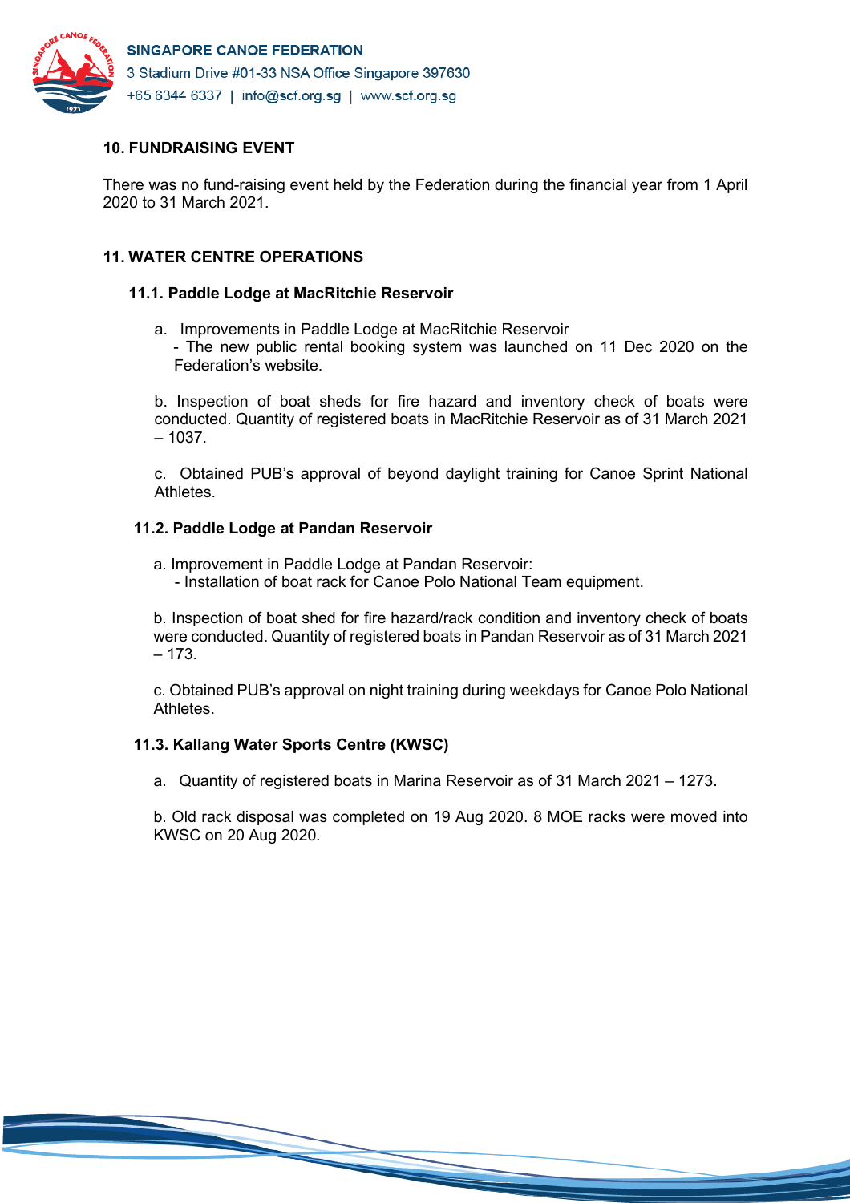## 10. FUNDRAISING EVENT

There was no fund-raising event held by the Federation during the financial year from 1 April 2020 to 31 March 2021.

## 11. WATER CENTRE OPERATIONS

### 11.1. Paddle Lodge at MacRitchie Reservoir

a. Improvements in Paddle Lodge at MacRitchie Reservoir
   - The new public rental booking system was launched on 11 Dec 2020 on the Federation's website.

b. Inspection of boat sheds for fire hazard and inventory check of boats were conducted. Quantity of registered boats in MacRitchie Reservoir as of 31 March 2021 – 1037.

c. Obtained PUB's approval of beyond daylight training for Canoe Sprint National Athletes.

### 11.2. Paddle Lodge at Pandan Reservoir

a. Improvement in Paddle Lodge at Pandan Reservoir:
   - Installation of boat rack for Canoe Polo National Team equipment.

b. Inspection of boat shed for fire hazard/rack condition and inventory check of boats were conducted. Quantity of registered boats in Pandan Reservoir as of 31 March 2021 – 173.

c. Obtained PUB's approval on night training during weekdays for Canoe Polo National Athletes.

### 11.3. Kallang Water Sports Centre (KWSC)

a. Quantity of registered boats in Marina Reservoir as of 31 March 2021 – 1273.

b. Old rack disposal was completed on 19 Aug 2020. 8 MOE racks were moved into KWSC on 20 Aug 2020.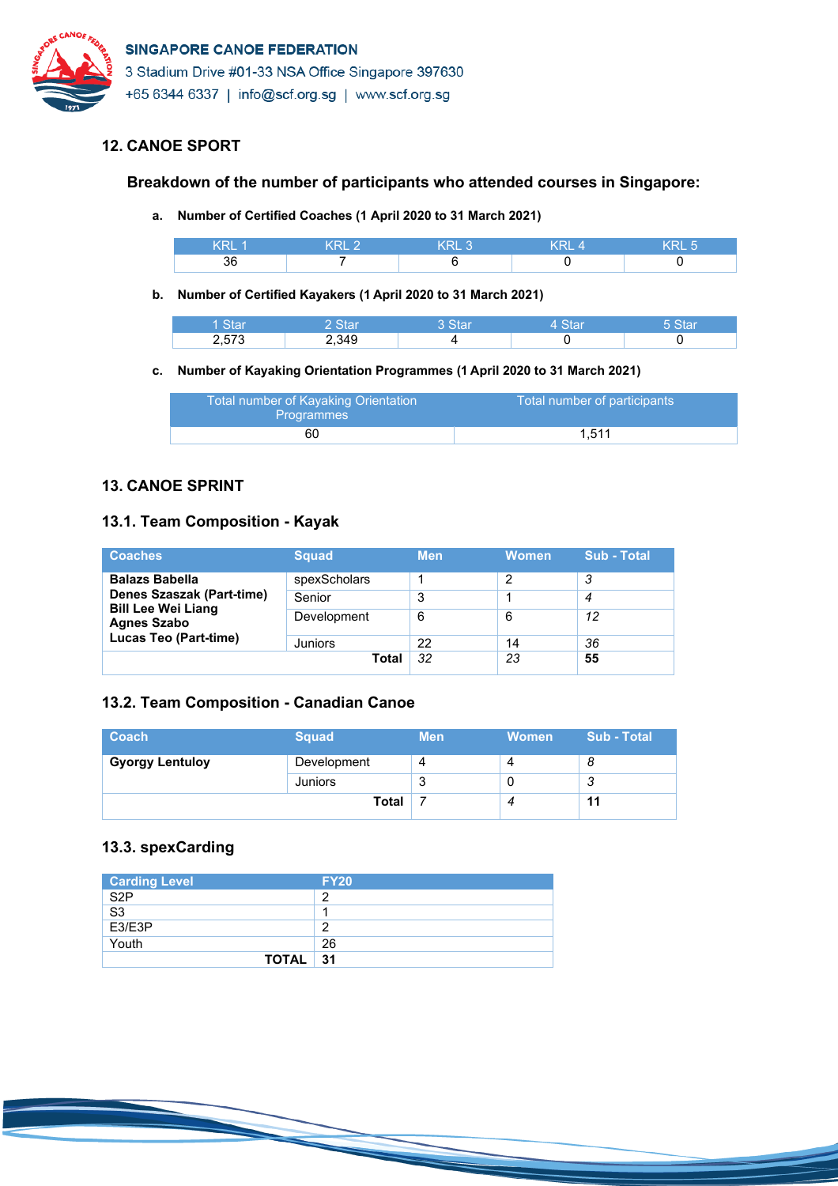## 12. CANOE SPORT

### Breakdown of the number of participants who attended courses in Singapore:

**a. Number of Certified Coaches (1 April 2020 to 31 March 2021)**

| KRL 1 | KRL 2 | KRL 3 | KRL 4 | KRL 5 |
|---|---|---|---|---|
| 36 | 7 | 6 | 0 | 0 |

**b. Number of Certified Kayakers (1 April 2020 to 31 March 2021)**

| 1 Star | 2 Star | 3 Star | 4 Star | 5 Star |
|---|---|---|---|---|
| 2,573 | 2,349 | 4 | 0 | 0 |

**c. Number of Kayaking Orientation Programmes (1 April 2020 to 31 March 2021)**

| Total number of Kayaking Orientation Programmes | Total number of participants |
|---|---|
| 60 | 1,511 |

## 13. CANOE SPRINT

### 13.1. Team Composition - Kayak

| Coaches | Squad | Men | Women | Sub - Total |
|---|---|---|---|---|
| **Balazs Babella**<br>**Denes Szaszak (Part-time)**<br>**Bill Lee Wei Liang**<br>**Agnes Szabo**<br>**Lucas Teo (Part-time)** | spexScholars | 1 | 2 | *3* |
| | Senior | 3 | 1 | *4* |
| | Development | 6 | 6 | *12* |
| | Juniors | 22 | 14 | *36* |
| | **Total** | *32* | *23* | **55** |

### 13.2. Team Composition - Canadian Canoe

| Coach | Squad | Men | Women | Sub - Total |
|---|---|---|---|---|
| **Gyorgy Lentuloy** | Development | 4 | 4 | *8* |
| | Juniors | 3 | 0 | *3* |
| | **Total** | *7* | *4* | **11** |

### 13.3. spexCarding

| Carding Level | FY20 |
|---|---|
| S2P | 2 |
| S3 | 1 |
| E3/E3P | 2 |
| Youth | 26 |
| **TOTAL** | **31** |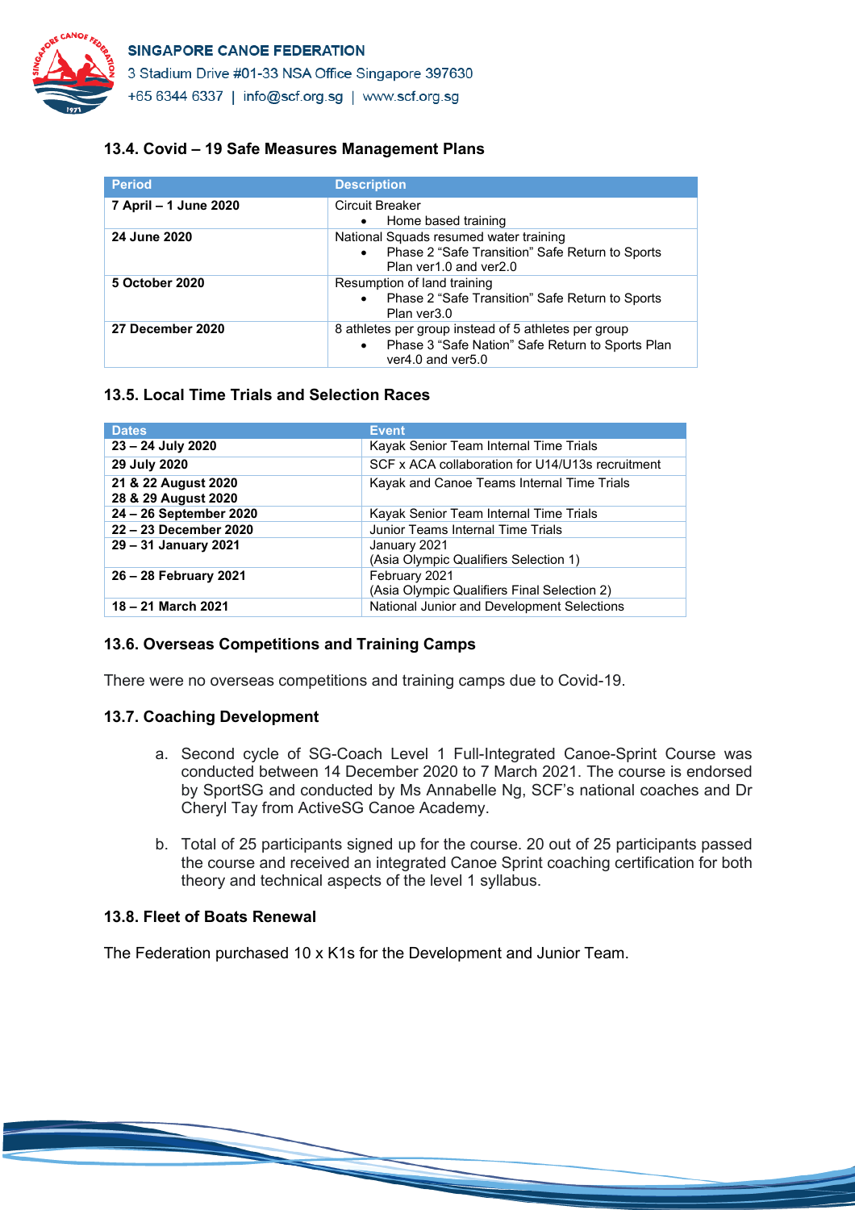### 13.4. Covid – 19 Safe Measures Management Plans

| Period | Description |
|---|---|
| **7 April – 1 June 2020** | Circuit Breaker<br>• Home based training |
| **24 June 2020** | National Squads resumed water training<br>• Phase 2 "Safe Transition" Safe Return to Sports Plan ver1.0 and ver2.0 |
| **5 October 2020** | Resumption of land training<br>• Phase 2 "Safe Transition" Safe Return to Sports Plan ver3.0 |
| **27 December 2020** | 8 athletes per group instead of 5 athletes per group<br>• Phase 3 "Safe Nation" Safe Return to Sports Plan ver4.0 and ver5.0 |

### 13.5. Local Time Trials and Selection Races

| Dates | Event |
|---|---|
| **23 – 24 July 2020** | Kayak Senior Team Internal Time Trials |
| **29 July 2020** | SCF x ACA collaboration for U14/U13s recruitment |
| **21 & 22 August 2020**<br>**28 & 29 August 2020** | Kayak and Canoe Teams Internal Time Trials |
| **24 – 26 September 2020** | Kayak Senior Team Internal Time Trials |
| **22 – 23 December 2020** | Junior Teams Internal Time Trials |
| **29 – 31 January 2021** | January 2021<br>(Asia Olympic Qualifiers Selection 1) |
| **26 – 28 February 2021** | February 2021<br>(Asia Olympic Qualifiers Final Selection 2) |
| **18 – 21 March 2021** | National Junior and Development Selections |

### 13.6. Overseas Competitions and Training Camps

There were no overseas competitions and training camps due to Covid-19.

### 13.7. Coaching Development

a. Second cycle of SG-Coach Level 1 Full-Integrated Canoe-Sprint Course was conducted between 14 December 2020 to 7 March 2021. The course is endorsed by SportSG and conducted by Ms Annabelle Ng, SCF's national coaches and Dr Cheryl Tay from ActiveSG Canoe Academy.

b. Total of 25 participants signed up for the course. 20 out of 25 participants passed the course and received an integrated Canoe Sprint coaching certification for both theory and technical aspects of the level 1 syllabus.

### 13.8. Fleet of Boats Renewal

The Federation purchased 10 x K1s for the Development and Junior Team.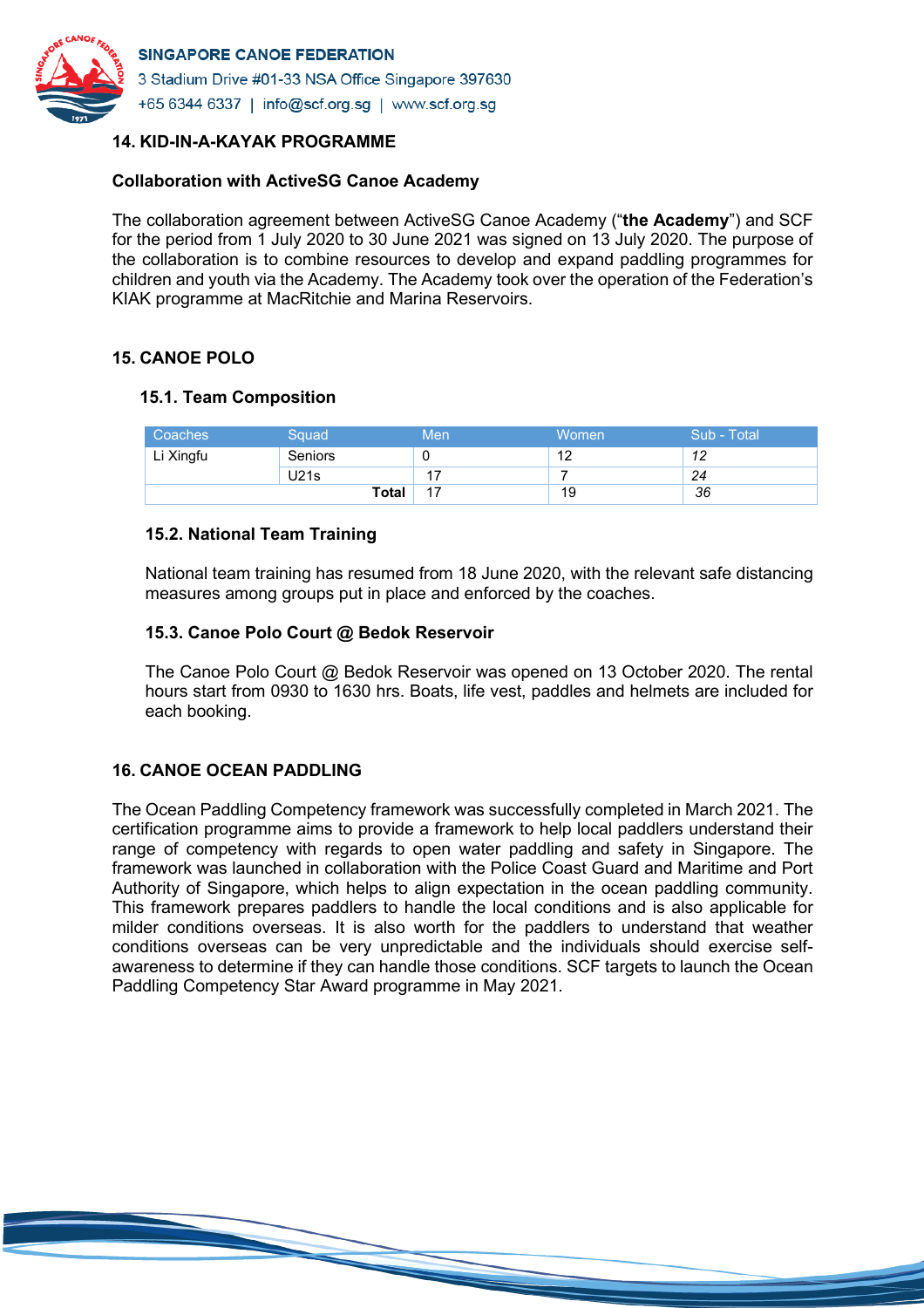## 14. KID-IN-A-KAYAK PROGRAMME

**Collaboration with ActiveSG Canoe Academy**

The collaboration agreement between ActiveSG Canoe Academy ("**the Academy**") and SCF for the period from 1 July 2020 to 30 June 2021 was signed on 13 July 2020. The purpose of the collaboration is to combine resources to develop and expand paddling programmes for children and youth via the Academy. The Academy took over the operation of the Federation's KIAK programme at MacRitchie and Marina Reservoirs.

## 15. CANOE POLO

### 15.1. Team Composition

| Coaches | Squad | Men | Women | Sub - Total |
|---|---|---|---|---|
| Li Xingfu | Seniors | 0 | 12 | *12* |
| | U21s | 17 | 7 | *24* |
| | **Total** | 17 | 19 | *36* |

### 15.2. National Team Training

National team training has resumed from 18 June 2020, with the relevant safe distancing measures among groups put in place and enforced by the coaches.

### 15.3. Canoe Polo Court @ Bedok Reservoir

The Canoe Polo Court @ Bedok Reservoir was opened on 13 October 2020. The rental hours start from 0930 to 1630 hrs. Boats, life vest, paddles and helmets are included for each booking.

## 16. CANOE OCEAN PADDLING

The Ocean Paddling Competency framework was successfully completed in March 2021. The certification programme aims to provide a framework to help local paddlers understand their range of competency with regards to open water paddling and safety in Singapore. The framework was launched in collaboration with the Police Coast Guard and Maritime and Port Authority of Singapore, which helps to align expectation in the ocean paddling community. This framework prepares paddlers to handle the local conditions and is also applicable for milder conditions overseas. It is also worth for the paddlers to understand that weather conditions overseas can be very unpredictable and the individuals should exercise self-awareness to determine if they can handle those conditions. SCF targets to launch the Ocean Paddling Competency Star Award programme in May 2021.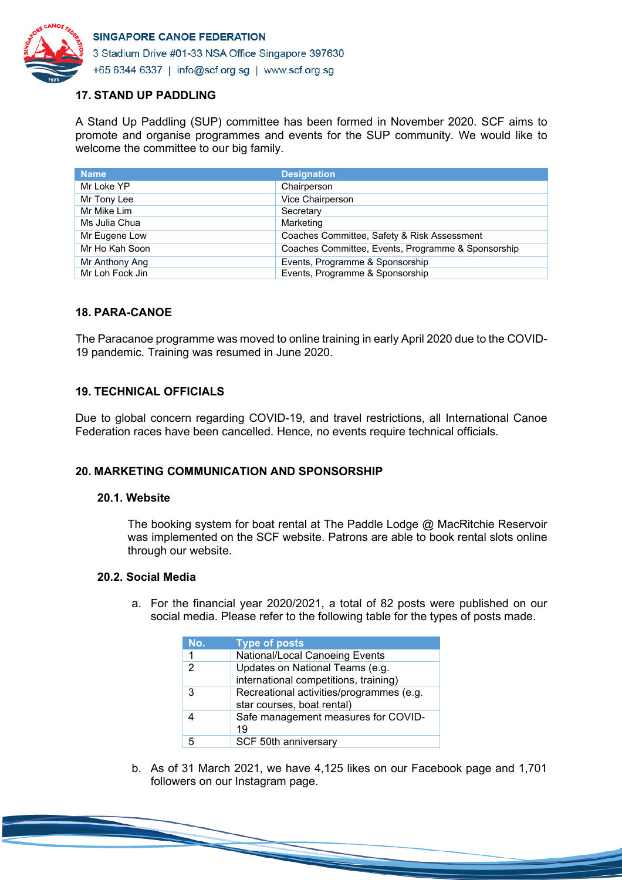## 17. STAND UP PADDLING

A Stand Up Paddling (SUP) committee has been formed in November 2020. SCF aims to promote and organise programmes and events for the SUP community. We would like to welcome the committee to our big family.

| Name | Designation |
|---|---|
| Mr Loke YP | Chairperson |
| Mr Tony Lee | Vice Chairperson |
| Mr Mike Lim | Secretary |
| Ms Julia Chua | Marketing |
| Mr Eugene Low | Coaches Committee, Safety & Risk Assessment |
| Mr Ho Kah Soon | Coaches Committee, Events, Programme & Sponsorship |
| Mr Anthony Ang | Events, Programme & Sponsorship |
| Mr Loh Fock Jin | Events, Programme & Sponsorship |

## 18. PARA-CANOE

The Paracanoe programme was moved to online training in early April 2020 due to the COVID-19 pandemic. Training was resumed in June 2020.

## 19. TECHNICAL OFFICIALS

Due to global concern regarding COVID-19, and travel restrictions, all International Canoe Federation races have been cancelled. Hence, no events require technical officials.

## 20. MARKETING COMMUNICATION AND SPONSORSHIP

### 20.1. Website

The booking system for boat rental at The Paddle Lodge @ MacRitchie Reservoir was implemented on the SCF website. Patrons are able to book rental slots online through our website.

### 20.2. Social Media

a. For the financial year 2020/2021, a total of 82 posts were published on our social media. Please refer to the following table for the types of posts made.

| No. | Type of posts |
|---|---|
| 1 | National/Local Canoeing Events |
| 2 | Updates on National Teams (e.g. international competitions, training) |
| 3 | Recreational activities/programmes (e.g. star courses, boat rental) |
| 4 | Safe management measures for COVID-19 |
| 5 | SCF 50th anniversary |

b. As of 31 March 2021, we have 4,125 likes on our Facebook page and 1,701 followers on our Instagram page.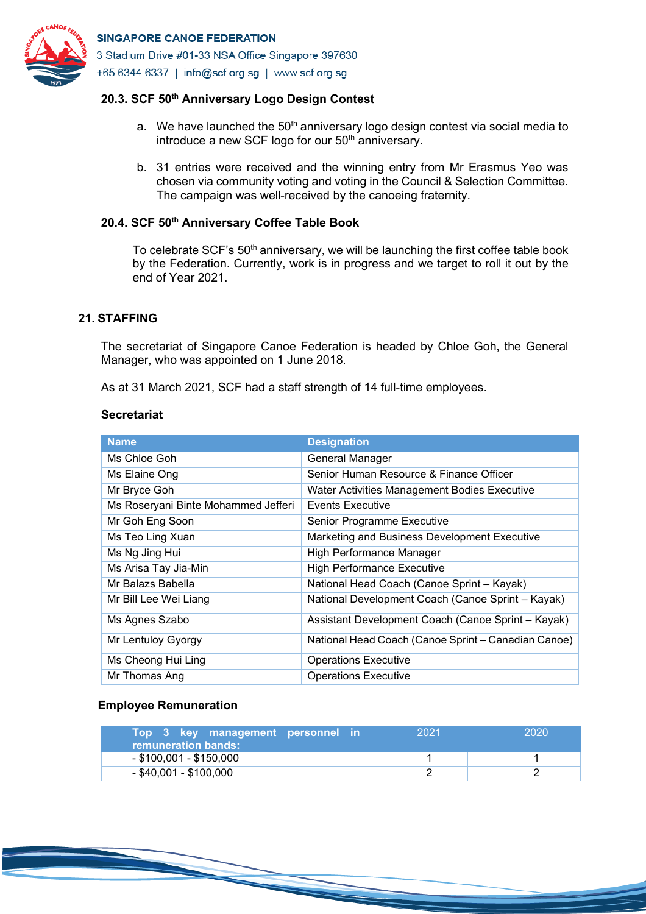### 20.3. SCF 50th Anniversary Logo Design Contest

a. We have launched the 50th anniversary logo design contest via social media to introduce a new SCF logo for our 50th anniversary.

b. 31 entries were received and the winning entry from Mr Erasmus Yeo was chosen via community voting and voting in the Council & Selection Committee. The campaign was well-received by the canoeing fraternity.

### 20.4. SCF 50th Anniversary Coffee Table Book

To celebrate SCF's 50th anniversary, we will be launching the first coffee table book by the Federation. Currently, work is in progress and we target to roll it out by the end of Year 2021.

## 21. STAFFING

The secretariat of Singapore Canoe Federation is headed by Chloe Goh, the General Manager, who was appointed on 1 June 2018.

As at 31 March 2021, SCF had a staff strength of 14 full-time employees.

**Secretariat**

| Name | Designation |
|---|---|
| Ms Chloe Goh | General Manager |
| Ms Elaine Ong | Senior Human Resource & Finance Officer |
| Mr Bryce Goh | Water Activities Management Bodies Executive |
| Ms Roseryani Binte Mohammed Jefferi | Events Executive |
| Mr Goh Eng Soon | Senior Programme Executive |
| Ms Teo Ling Xuan | Marketing and Business Development Executive |
| Ms Ng Jing Hui | High Performance Manager |
| Ms Arisa Tay Jia-Min | High Performance Executive |
| Mr Balazs Babella | National Head Coach (Canoe Sprint – Kayak) |
| Mr Bill Lee Wei Liang | National Development Coach (Canoe Sprint – Kayak) |
| Ms Agnes Szabo | Assistant Development Coach (Canoe Sprint – Kayak) |
| Mr Lentuloy Gyorgy | National Head Coach (Canoe Sprint – Canadian Canoe) |
| Ms Cheong Hui Ling | Operations Executive |
| Mr Thomas Ang | Operations Executive |

**Employee Remuneration**

| Top 3 key management personnel in remuneration bands: | 2021 | 2020 |
|---|---|---|
| - $100,001 - $150,000 | 1 | 1 |
| - $40,001 - $100,000 | 2 | 2 |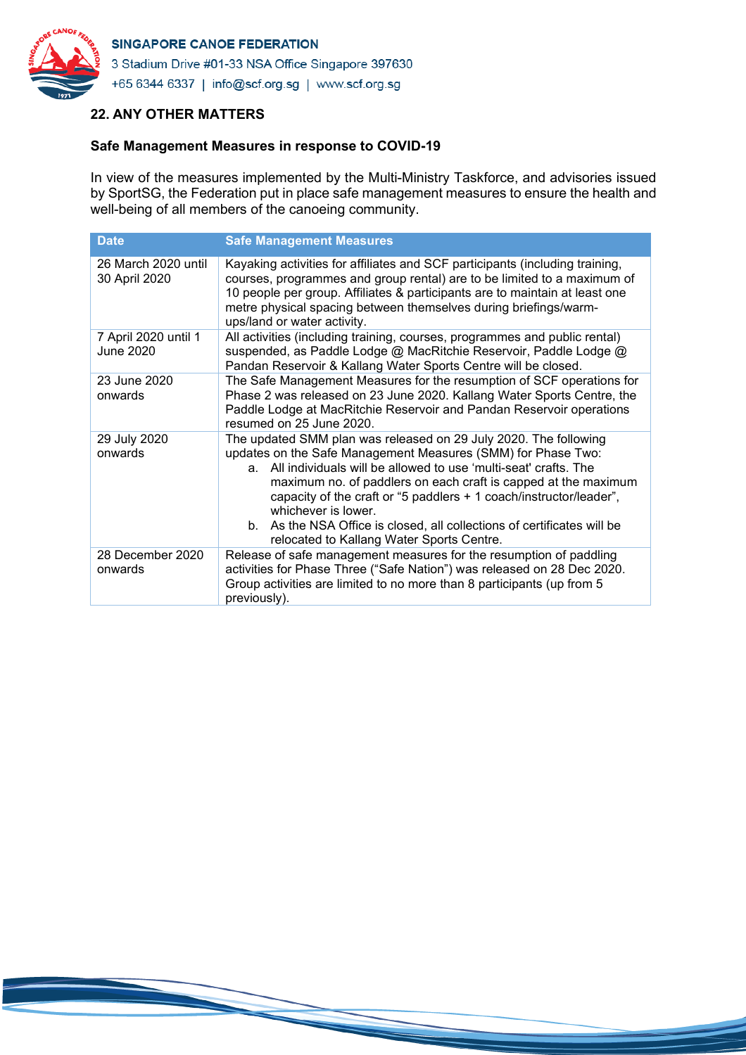## 22. ANY OTHER MATTERS

### Safe Management Measures in response to COVID-19

In view of the measures implemented by the Multi-Ministry Taskforce, and advisories issued by SportSG, the Federation put in place safe management measures to ensure the health and well-being of all members of the canoeing community.

| Date | Safe Management Measures |
|---|---|
| 26 March 2020 until 30 April 2020 | Kayaking activities for affiliates and SCF participants (including training, courses, programmes and group rental) are to be limited to a maximum of 10 people per group. Affiliates & participants are to maintain at least one metre physical spacing between themselves during briefings/warm-ups/land or water activity. |
| 7 April 2020 until 1 June 2020 | All activities (including training, courses, programmes and public rental) suspended, as Paddle Lodge @ MacRitchie Reservoir, Paddle Lodge @ Pandan Reservoir & Kallang Water Sports Centre will be closed. |
| 23 June 2020 onwards | The Safe Management Measures for the resumption of SCF operations for Phase 2 was released on 23 June 2020. Kallang Water Sports Centre, the Paddle Lodge at MacRitchie Reservoir and Pandan Reservoir operations resumed on 25 June 2020. |
| 29 July 2020 onwards | The updated SMM plan was released on 29 July 2020. The following updates on the Safe Management Measures (SMM) for Phase Two:<br>a. All individuals will be allowed to use 'multi-seat' crafts. The maximum no. of paddlers on each craft is capped at the maximum capacity of the craft or "5 paddlers + 1 coach/instructor/leader", whichever is lower.<br>b. As the NSA Office is closed, all collections of certificates will be relocated to Kallang Water Sports Centre. |
| 28 December 2020 onwards | Release of safe management measures for the resumption of paddling activities for Phase Three ("Safe Nation") was released on 28 Dec 2020. Group activities are limited to no more than 8 participants (up from 5 previously). |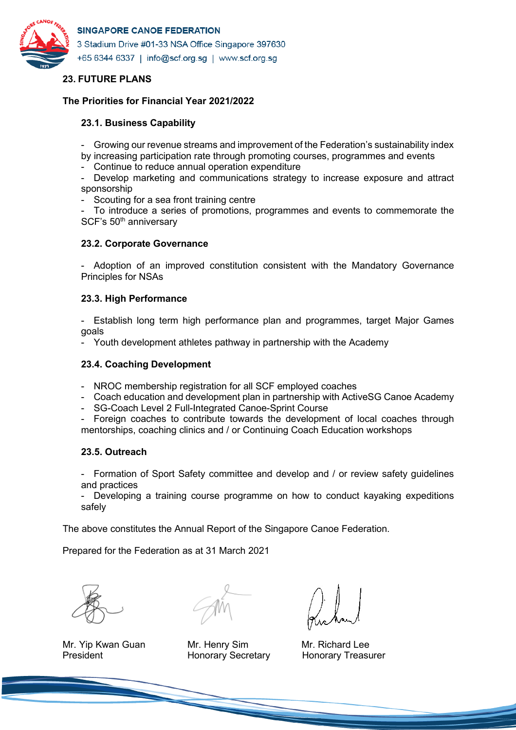## 23. FUTURE PLANS

**The Priorities for Financial Year 2021/2022**

### 23.1. Business Capability

- Growing our revenue streams and improvement of the Federation's sustainability index by increasing participation rate through promoting courses, programmes and events
- Continue to reduce annual operation expenditure
- Develop marketing and communications strategy to increase exposure and attract sponsorship
- Scouting for a sea front training centre
- To introduce a series of promotions, programmes and events to commemorate the SCF's 50th anniversary

### 23.2. Corporate Governance

- Adoption of an improved constitution consistent with the Mandatory Governance Principles for NSAs

### 23.3. High Performance

- Establish long term high performance plan and programmes, target Major Games goals
- Youth development athletes pathway in partnership with the Academy

### 23.4. Coaching Development

- NROC membership registration for all SCF employed coaches
- Coach education and development plan in partnership with ActiveSG Canoe Academy
- SG-Coach Level 2 Full-Integrated Canoe-Sprint Course
- Foreign coaches to contribute towards the development of local coaches through mentorships, coaching clinics and / or Continuing Coach Education workshops

### 23.5. Outreach

- Formation of Sport Safety committee and develop and / or review safety guidelines and practices
- Developing a training course programme on how to conduct kayaking expeditions safely

The above constitutes the Annual Report of the Singapore Canoe Federation.

Prepared for the Federation as at 31 March 2021

| | | |
|---|---|---|
| Mr. Yip Kwan Guan<br>President | Mr. Henry Sim<br>Honorary Secretary | Mr. Richard Lee<br>Honorary Treasurer |